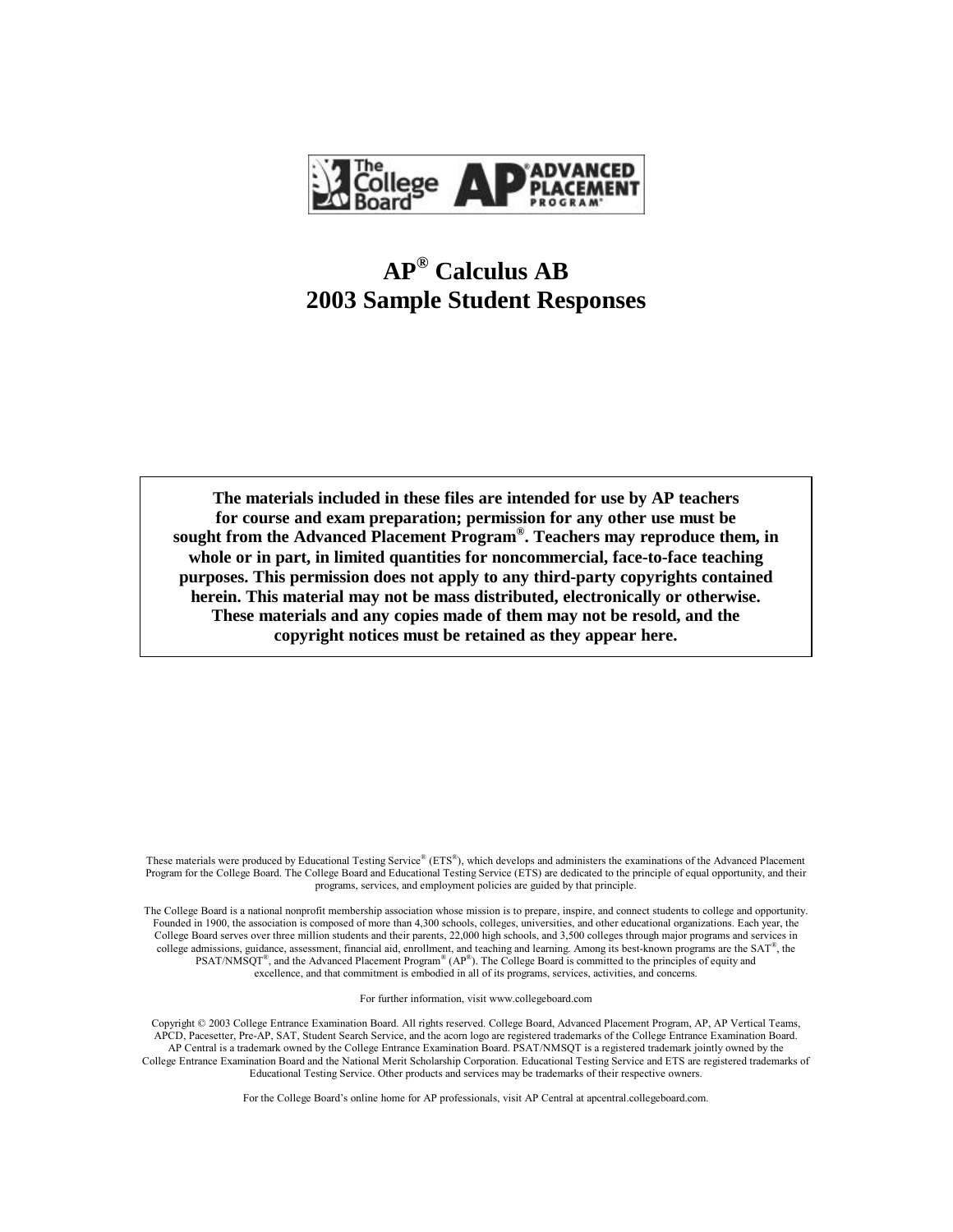The College Board AP® ADVANCED PLACEMENT PROGRAM®

# AP® Calculus AB
# 2003 Sample Student Responses

**The materials included in these files are intended for use by AP teachers for course and exam preparation; permission for any other use must be sought from the Advanced Placement Program®. Teachers may reproduce them, in whole or in part, in limited quantities for noncommercial, face-to-face teaching purposes. This permission does not apply to any third-party copyrights contained herein. This material may not be mass distributed, electronically or otherwise. These materials and any copies made of them may not be resold, and the copyright notices must be retained as they appear here.**

These materials were produced by Educational Testing Service® (ETS®), which develops and administers the examinations of the Advanced Placement Program for the College Board. The College Board and Educational Testing Service (ETS) are dedicated to the principle of equal opportunity, and their programs, services, and employment policies are guided by that principle.

The College Board is a national nonprofit membership association whose mission is to prepare, inspire, and connect students to college and opportunity. Founded in 1900, the association is composed of more than 4,300 schools, colleges, universities, and other educational organizations. Each year, the College Board serves over three million students and their parents, 22,000 high schools, and 3,500 colleges through major programs and services in college admissions, guidance, assessment, financial aid, enrollment, and teaching and learning. Among its best-known programs are the SAT®, the PSAT/NMSQT®, and the Advanced Placement Program® (AP®). The College Board is committed to the principles of equity and excellence, and that commitment is embodied in all of its programs, services, activities, and concerns.

For further information, visit www.collegeboard.com

Copyright © 2003 College Entrance Examination Board. All rights reserved. College Board, Advanced Placement Program, AP, AP Vertical Teams, APCD, Pacesetter, Pre-AP, SAT, Student Search Service, and the acorn logo are registered trademarks of the College Entrance Examination Board. AP Central is a trademark owned by the College Entrance Examination Board. PSAT/NMSQT is a registered trademark jointly owned by the College Entrance Examination Board and the National Merit Scholarship Corporation. Educational Testing Service and ETS are registered trademarks of Educational Testing Service. Other products and services may be trademarks of their respective owners.

For the College Board's online home for AP professionals, visit AP Central at apcentral.collegeboard.com.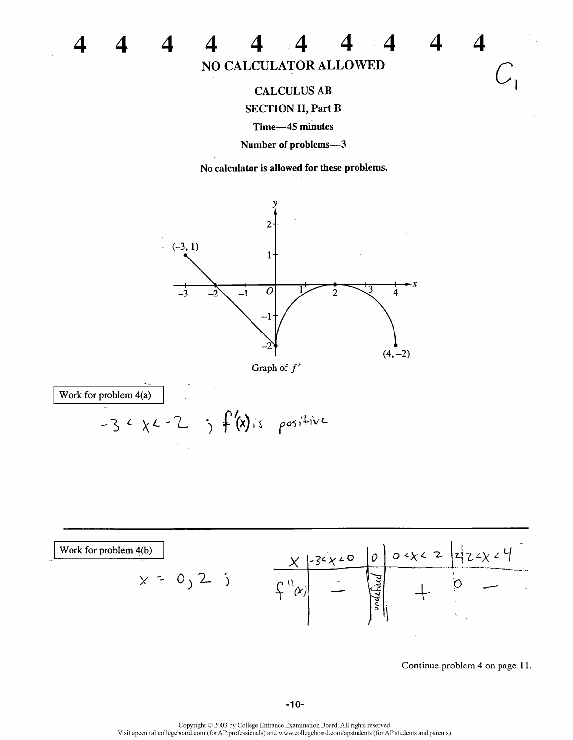# NO CALCULATOR ALLOWED

C1

## CALCULUS AB

## SECTION II, Part B

Time—45 minutes

Number of problems—3

**No calculator is allowed for these problems.**

(−3, 1)

(4, −2)

Graph of $f'$

Work for problem 4(a)

$-3 < x < -2$ ; $f'(x)$ is positive

Work for problem 4(b)

$x = 0, 2$ ;

| $x$ | $-3<x<0$ | $0$ | $0<x<2$ | $2$ | $2<x<4$ |
|---|---|---|---|---|---|
| $f''(x)$ | $-$ | undefined | $+$ | $0$ | $-$ |

Continue problem 4 on page 11.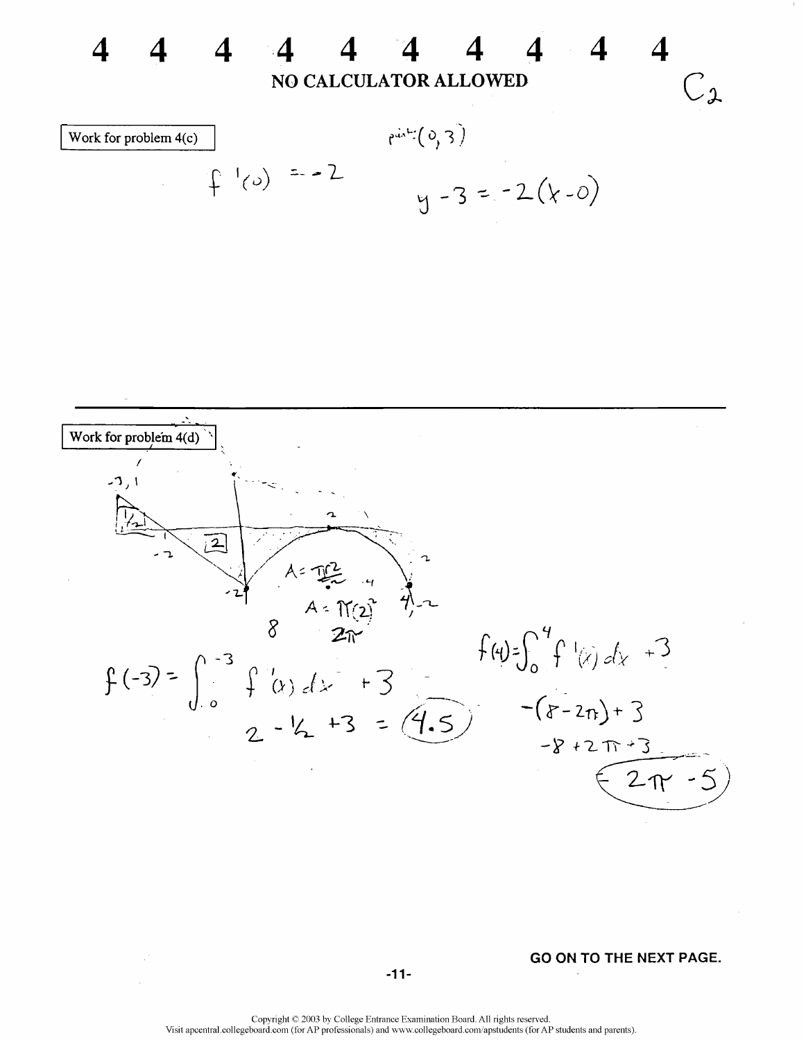# 4 4 4 4 4 4 4 4 4 4

**NO CALCULATOR ALLOWED**

C2

Work for problem 4(c)

point: $(0, 3)$

$f'(0) = -2$

$y - 3 = -2(x - 0)$

---

Work for problem 4(d)

-3, 1

$\frac{1}{2}$

2

-2

-2

2

$A = \frac{\pi r^2}{2}$

$A = \pi(2)^2$

8 $\quad 2\pi$

4, -2

$f(-3) = \int_0^{-3} f'(x)\,dx + 3$

$2 - \frac{1}{2} + 3 = 4.5$

$f(4) = \int_0^4 f'(x)\,dx + 3$

$-(8 - 2\pi) + 3$

$-8 + 2\pi + 3$

$2\pi - 5$

**GO ON TO THE NEXT PAGE.**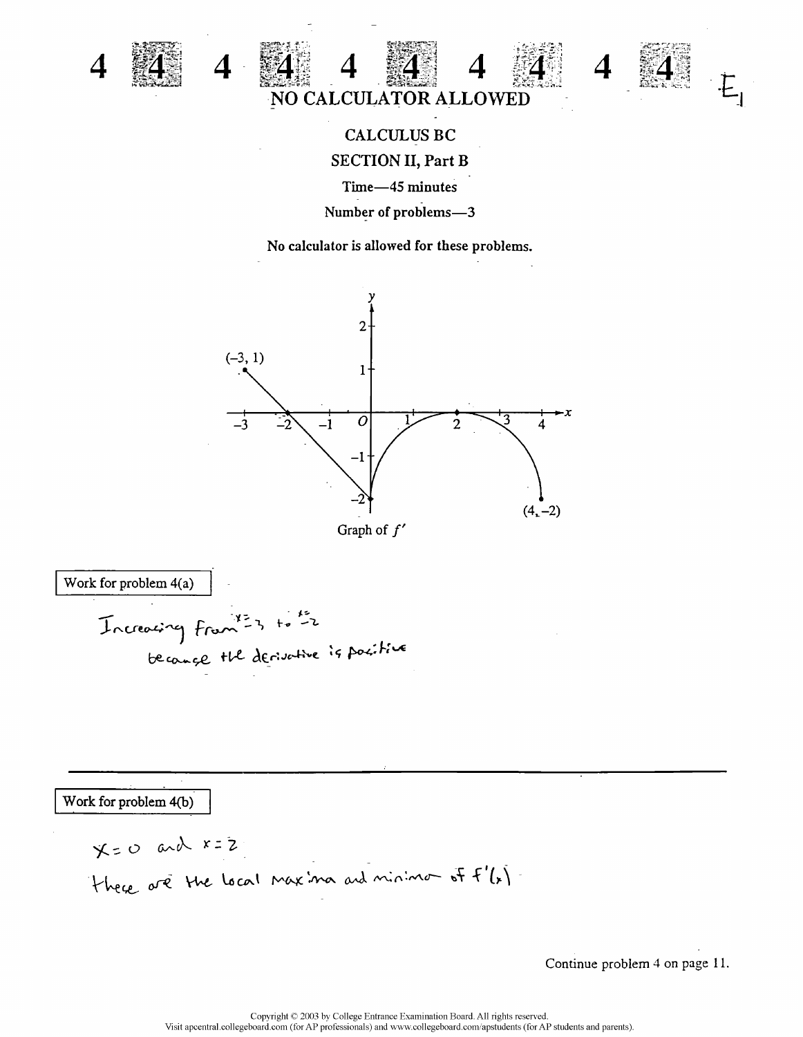NO CALCULATOR ALLOWED

E1

## CALCULUS BC

### SECTION II, Part B

Time—45 minutes

Number of problems—3

**No calculator is allowed for these problems.**

Graph of $f'$

Work for problem 4(a)

Increasing from $x = -3$ to $x = -2$
because the derivative is positive

Work for problem 4(b)

$x = 0$ and $x = 2$
these are the local maxima and minima of $f'(x)$

Continue problem 4 on page 11.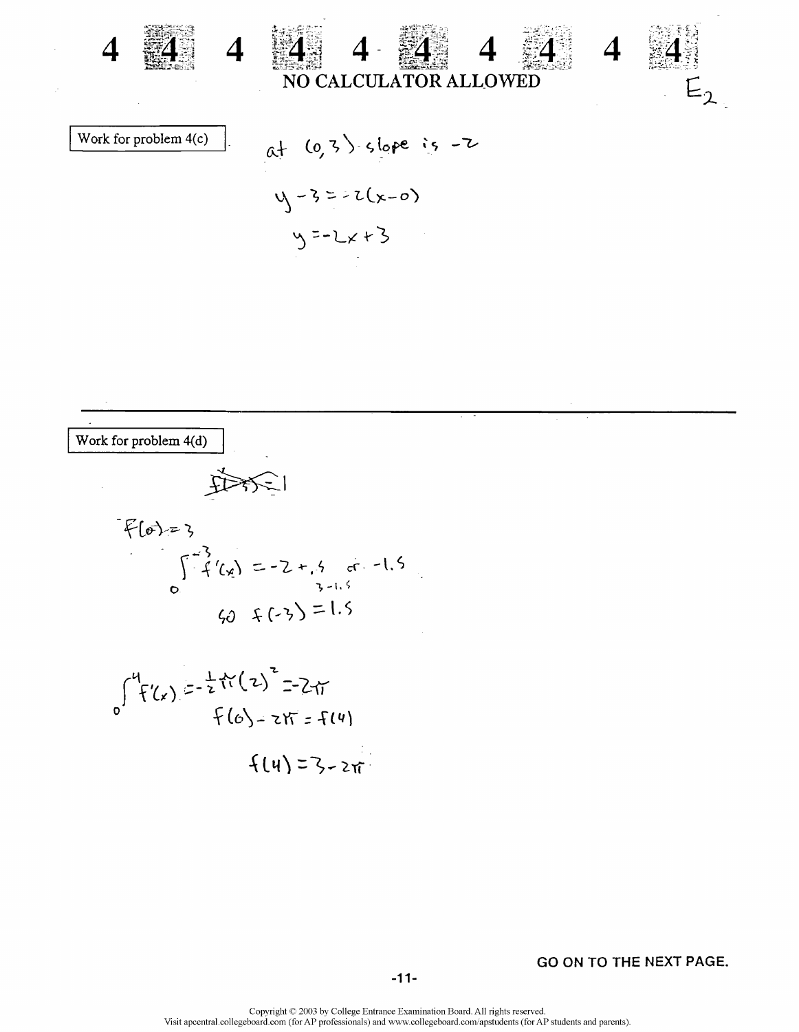NO CALCULATOR ALLOWED

$E_2$

Work for problem 4(c)

at $(0,3)$ slope is $-2$

$y-3=-2(x-0)$

$y=-2x+3$

Work for problem 4(d)

~~$f(-3)=1$~~

$f(0)=3$

$\int_0^{-3} f'(x) = -2+.5$ or $-1.5$

$3-1.5$

so $f(-3)=1.5$

$\int_0^4 f'(x) = -\frac{1}{2}\pi(2)^2 = -2\pi$

$f(0) - 2\pi = f(4)$

$f(4) = 3 - 2\pi$

GO ON TO THE NEXT PAGE.

Copyright © 2003 by College Entrance Examination Board. All rights reserved.
Visit apcentral.collegeboard.com (for AP professionals) and www.collegeboard.com/apstudents (for AP students and parents).